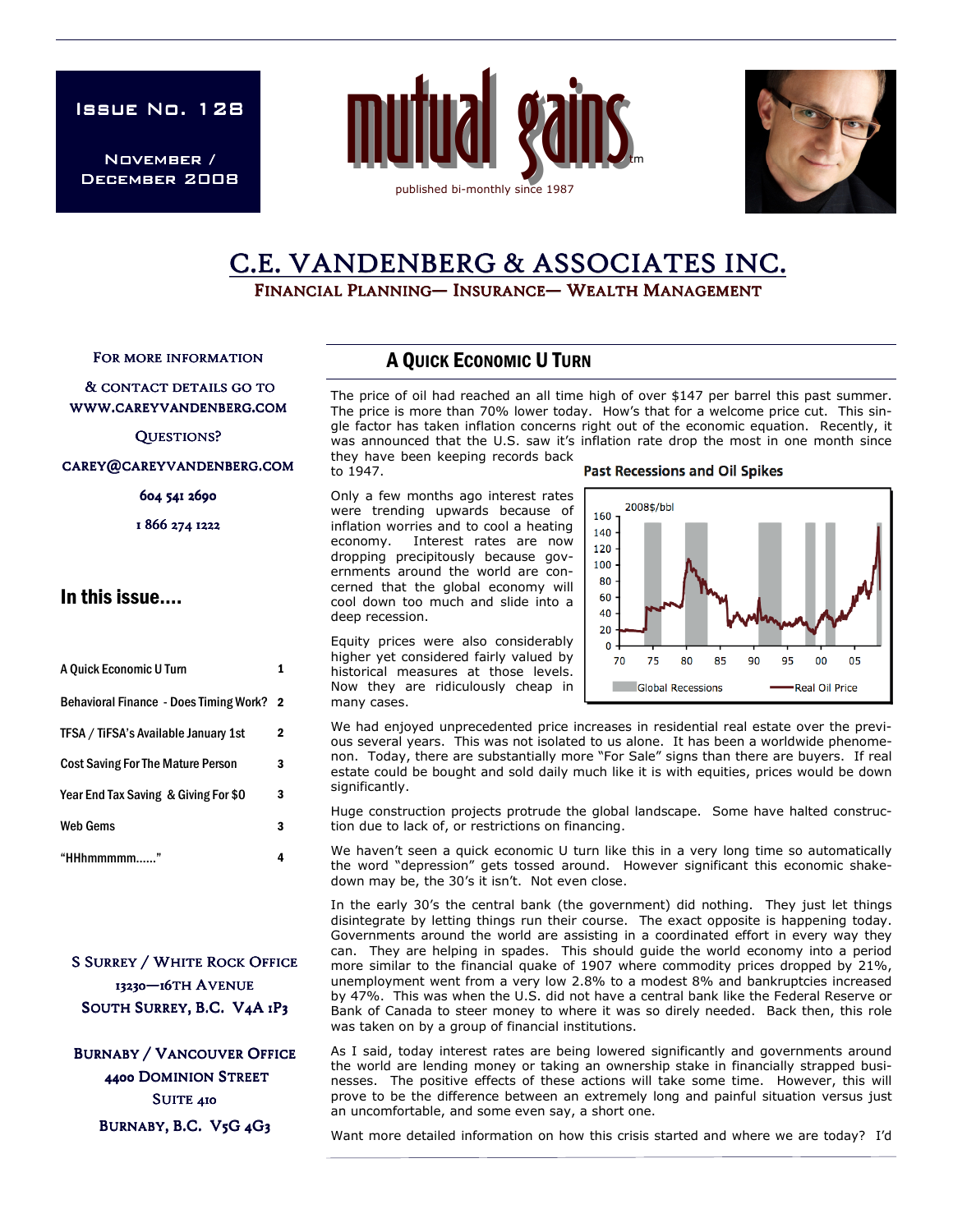Issue No. 128

November / December 2008

# mutual gains™

published bi-monthly since 1987

# C.E. VANDENBERG & ASSOCIATES INC.

**Financial Planning— Insurance— Wealth Management**

For more information & contact details go to WWW.CAREYVANDENBERG.COM

Questions?

CAREY@CAREYVANDENBERG.COM

604 541 2690

1 866 274 1222

## In this issue....

| | |
|---|---|
| A Quick Economic U Turn | 1 |
| Behavioral Finance - Does Timing Work? | 2 |
| TFSA / TiFSA's Available January 1st | 2 |
| Cost Saving For The Mature Person | 3 |
| Year End Tax Saving & Giving For $0 | 3 |
| Web Gems | 3 |
| "HHhmmmmm......" | 4 |

S Surrey / White Rock Office
13230—16th Avenue
South Surrey, B.C. V4A 1P3

Burnaby / Vancouver Office
4400 Dominion Street
Suite 410
Burnaby, B.C. V5G 4G3

## A Quick Economic U Turn

The price of oil had reached an all time high of over $147 per barrel this past summer. The price is more than 70% lower today. How's that for a welcome price cut. This single factor has taken inflation concerns right out of the economic equation. Recently, it was announced that the U.S. saw it's inflation rate drop the most in one month since they have been keeping records back to 1947.

**Past Recessions and Oil Spikes**

(Chart: 2008$/bbl; Global Recessions; Real Oil Price; years 70–05)

Only a few months ago interest rates were trending upwards because of inflation worries and to cool a heating economy. Interest rates are now dropping precipitously because governments around the world are concerned that the global economy will cool down too much and slide into a deep recession.

Equity prices were also considerably higher yet considered fairly valued by historical measures at those levels. Now they are ridiculously cheap in many cases.

We had enjoyed unprecedented price increases in residential real estate over the previous several years. This was not isolated to us alone. It has been a worldwide phenomenon. Today, there are substantially more "For Sale" signs than there are buyers. If real estate could be bought and sold daily much like it is with equities, prices would be down significantly.

Huge construction projects protrude the global landscape. Some have halted construction due to lack of, or restrictions on financing.

We haven't seen a quick economic U turn like this in a very long time so automatically the word "depression" gets tossed around. However significant this economic shakedown may be, the 30's it isn't. Not even close.

In the early 30's the central bank (the government) did nothing. They just let things disintegrate by letting things run their course. The exact opposite is happening today. Governments around the world are assisting in a coordinated effort in every way they can. They are helping in spades. This should guide the world economy into a period more similar to the financial quake of 1907 where commodity prices dropped by 21%, unemployment went from a very low 2.8% to a modest 8% and bankruptcies increased by 47%. This was when the U.S. did not have a central bank like the Federal Reserve or Bank of Canada to steer money to where it was so direly needed. Back then, this role was taken on by a group of financial institutions.

As I said, today interest rates are being lowered significantly and governments around the world are lending money or taking an ownership stake in financially strapped businesses. The positive effects of these actions will take some time. However, this will prove to be the difference between an extremely long and painful situation versus just an uncomfortable, and some even say, a short one.

Want more detailed information on how this crisis started and where we are today? I'd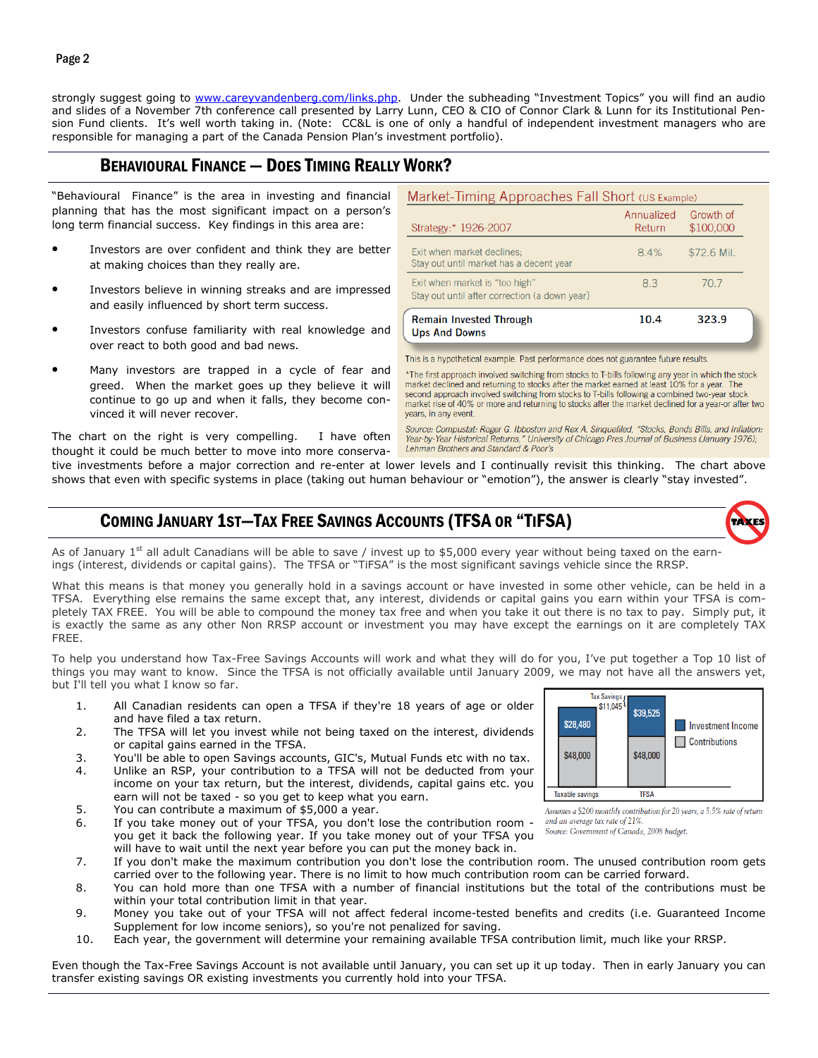strongly suggest going to www.careyvandenberg.com/links.php. Under the subheading "Investment Topics" you will find an audio and slides of a November 7th conference call presented by Larry Lunn, CEO & CIO of Connor Clark & Lunn for its Institutional Pension Fund clients. It's well worth taking in. (Note: CC&L is one of only a handful of independent investment managers who are responsible for managing a part of the Canada Pension Plan's investment portfolio).

## Behavioural Finance — Does Timing Really Work?

"Behavioural Finance" is the area in investing and financial planning that has the most significant impact on a person's long term financial success. Key findings in this area are:

- Investors are over confident and think they are better at making choices than they really are.
- Investors believe in winning streaks and are impressed and easily influenced by short term success.
- Investors confuse familiarity with real knowledge and over react to both good and bad news.
- Many investors are trapped in a cycle of fear and greed. When the market goes up they believe it will continue to go up and when it falls, they become convinced it will never recover.

**Market-Timing Approaches Fall Short** (US Example)

| Strategy:* 1926-2007 | Annualized Return | Growth of $100,000 |
|---|---|---|
| Exit when market declines; Stay out until market has a decent year | 8.4% | $72.6 Mil. |
| Exit when market is "too high" Stay out until after correction (a down year) | 8.3 | 70.7 |
| **Remain Invested Through Ups And Downs** | **10.4** | **323.9** |

This is a hypothetical example. Past performance does not guarantee future results.

*The first approach involved switching from stocks to T-bills following any year in which the stock market declined and returning to stocks after the market earned at least 10% for a year. The second approach involved switching from stocks to T-bills following a combined two-year stock market rise of 40% or more and returning to stocks after the market declined for a year-or after two years, in any event.

*Source: Compustat; Roger G. Ibboston and Rex A. Sinquefiled, "Stocks, Bonds Bills, and Inflation: Year-by-Year Historical Returns," University of Chicago Pres Journal of Business (January 1976); Lehman Brothers and Standard & Poor's*

The chart on the right is very compelling. I have often thought it could be much better to move into more conservative investments before a major correction and re-enter at lower levels and I continually revisit this thinking. The chart above shows that even with specific systems in place (taking out human behaviour or "emotion"), the answer is clearly "stay invested".

## Coming January 1st—Tax Free Savings Accounts (TFSA or "TiFSA")

As of January 1st all adult Canadians will be able to save / invest up to $5,000 every year without being taxed on the earnings (interest, dividends or capital gains). The TFSA or "TiFSA" is the most significant savings vehicle since the RRSP.

What this means is that money you generally hold in a savings account or have invested in some other vehicle, can be held in a TFSA. Everything else remains the same except that, any interest, dividends or capital gains you earn within your TFSA is completely TAX FREE. You will be able to compound the money tax free and when you take it out there is no tax to pay. Simply put, it is exactly the same as any other Non RRSP account or investment you may have except the earnings on it are completely TAX FREE.

To help you understand how Tax-Free Savings Accounts will work and what they will do for you, I've put together a Top 10 list of things you may want to know. Since the TFSA is not officially available until January 2009, we may not have all the answers yet, but I'll tell you what I know so far.

1. All Canadian residents can open a TFSA if they're 18 years of age or older and have filed a tax return.
2. The TFSA will let you invest while not being taxed on the interest, dividends or capital gains earned in the TFSA.
3. You'll be able to open Savings accounts, GIC's, Mutual Funds etc with no tax.
4. Unlike an RSP, your contribution to a TFSA will not be deducted from your income on your tax return, but the interest, dividends, capital gains etc. you earn will not be taxed - so you get to keep what you earn.
5. You can contribute a maximum of $5,000 a year.
6. If you take money out of your TFSA, you don't lose the contribution room - you get it back the following year. If you take money out of your TFSA you will have to wait until the next year before you can put the money back in.
7. If you don't make the maximum contribution you don't lose the contribution room. The unused contribution room gets carried over to the following year. There is no limit to how much contribution room can be carried forward.
8. You can hold more than one TFSA with a number of financial institutions but the total of the contributions must be within your total contribution limit in that year.
9. Money you take out of your TFSA will not affect federal income-tested benefits and credits (i.e. Guaranteed Income Supplement for low income seniors), so you're not penalized for saving.
10. Each year, the government will determine your remaining available TFSA contribution limit, much like your RRSP.

| | Taxable savings | TFSA |
|---|---|---|
| Investment Income | $28,480 | $39,525 |
| Contributions | $48,000 | $48,000 |

Tax Savings $11,045

*Assumes a $200 monthly contribution for 20 years, a 5.5% rate of return and an average tax rate of 21%.*
*Source: Government of Canada, 2008 budget.*

Even though the Tax-Free Savings Account is not available until January, you can set up it up today. Then in early January you can transfer existing savings OR existing investments you currently hold into your TFSA.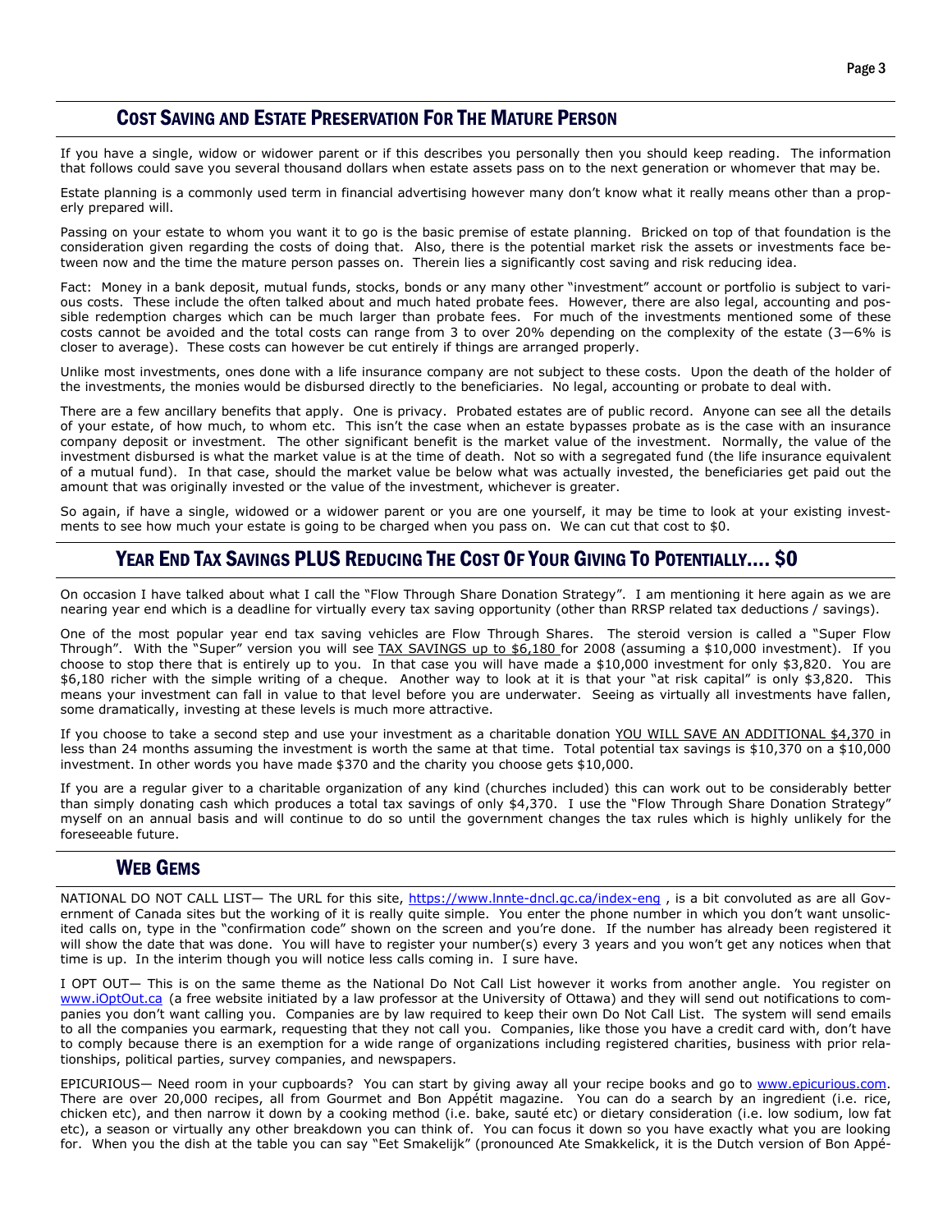## Cost Saving and Estate Preservation For The Mature Person

If you have a single, widow or widower parent or if this describes you personally then you should keep reading. The information that follows could save you several thousand dollars when estate assets pass on to the next generation or whomever that may be.

Estate planning is a commonly used term in financial advertising however many don't know what it really means other than a properly prepared will.

Passing on your estate to whom you want it to go is the basic premise of estate planning. Bricked on top of that foundation is the consideration given regarding the costs of doing that. Also, there is the potential market risk the assets or investments face between now and the time the mature person passes on. Therein lies a significantly cost saving and risk reducing idea.

Fact: Money in a bank deposit, mutual funds, stocks, bonds or any many other "investment" account or portfolio is subject to various costs. These include the often talked about and much hated probate fees. However, there are also legal, accounting and possible redemption charges which can be much larger than probate fees. For much of the investments mentioned some of these costs cannot be avoided and the total costs can range from 3 to over 20% depending on the complexity of the estate (3—6% is closer to average). These costs can however be cut entirely if things are arranged properly.

Unlike most investments, ones done with a life insurance company are not subject to these costs. Upon the death of the holder of the investments, the monies would be disbursed directly to the beneficiaries. No legal, accounting or probate to deal with.

There are a few ancillary benefits that apply. One is privacy. Probated estates are of public record. Anyone can see all the details of your estate, of how much, to whom etc. This isn't the case when an estate bypasses probate as is the case with an insurance company deposit or investment. The other significant benefit is the market value of the investment. Normally, the value of the investment disbursed is what the market value is at the time of death. Not so with a segregated fund (the life insurance equivalent of a mutual fund). In that case, should the market value be below what was actually invested, the beneficiaries get paid out the amount that was originally invested or the value of the investment, whichever is greater.

So again, if have a single, widowed or a widower parent or you are one yourself, it may be time to look at your existing investments to see how much your estate is going to be charged when you pass on. We can cut that cost to $0.

## Year End Tax Savings PLUS Reducing The Cost Of Your Giving To Potentially.... $0

On occasion I have talked about what I call the "Flow Through Share Donation Strategy". I am mentioning it here again as we are nearing year end which is a deadline for virtually every tax saving opportunity (other than RRSP related tax deductions / savings).

One of the most popular year end tax saving vehicles are Flow Through Shares. The steroid version is called a "Super Flow Through". With the "Super" version you will see TAX SAVINGS up to $6,180 for 2008 (assuming a $10,000 investment). If you choose to stop there that is entirely up to you. In that case you will have made a $10,000 investment for only $3,820. You are $6,180 richer with the simple writing of a cheque. Another way to look at it is that your "at risk capital" is only $3,820. This means your investment can fall in value to that level before you are underwater. Seeing as virtually all investments have fallen, some dramatically, investing at these levels is much more attractive.

If you choose to take a second step and use your investment as a charitable donation YOU WILL SAVE AN ADDITIONAL $4,370 in less than 24 months assuming the investment is worth the same at that time. Total potential tax savings is $10,370 on a $10,000 investment. In other words you have made $370 and the charity you choose gets $10,000.

If you are a regular giver to a charitable organization of any kind (churches included) this can work out to be considerably better than simply donating cash which produces a total tax savings of only $4,370. I use the "Flow Through Share Donation Strategy" myself on an annual basis and will continue to do so until the government changes the tax rules which is highly unlikely for the foreseeable future.

## Web Gems

NATIONAL DO NOT CALL LIST— The URL for this site, https://www.lnnte-dncl.gc.ca/index-eng , is a bit convoluted as are all Government of Canada sites but the working of it is really quite simple. You enter the phone number in which you don't want unsolicited calls on, type in the "confirmation code" shown on the screen and you're done. If the number has already been registered it will show the date that was done. You will have to register your number(s) every 3 years and you won't get any notices when that time is up. In the interim though you will notice less calls coming in. I sure have.

I OPT OUT— This is on the same theme as the National Do Not Call List however it works from another angle. You register on www.iOptOut.ca (a free website initiated by a law professor at the University of Ottawa) and they will send out notifications to companies you don't want calling you. Companies are by law required to keep their own Do Not Call List. The system will send emails to all the companies you earmark, requesting that they not call you. Companies, like those you have a credit card with, don't have to comply because there is an exemption for a wide range of organizations including registered charities, business with prior relationships, political parties, survey companies, and newspapers.

EPICURIOUS— Need room in your cupboards? You can start by giving away all your recipe books and go to www.epicurious.com. There are over 20,000 recipes, all from Gourmet and Bon Appétit magazine. You can do a search by an ingredient (i.e. rice, chicken etc), and then narrow it down by a cooking method (i.e. bake, sauté etc) or dietary consideration (i.e. low sodium, low fat etc), a season or virtually any other breakdown you can think of. You can focus it down so you have exactly what you are looking for. When you the dish at the table you can say "Eet Smakelijk" (pronounced Ate Smakkelick, it is the Dutch version of Bon Appé-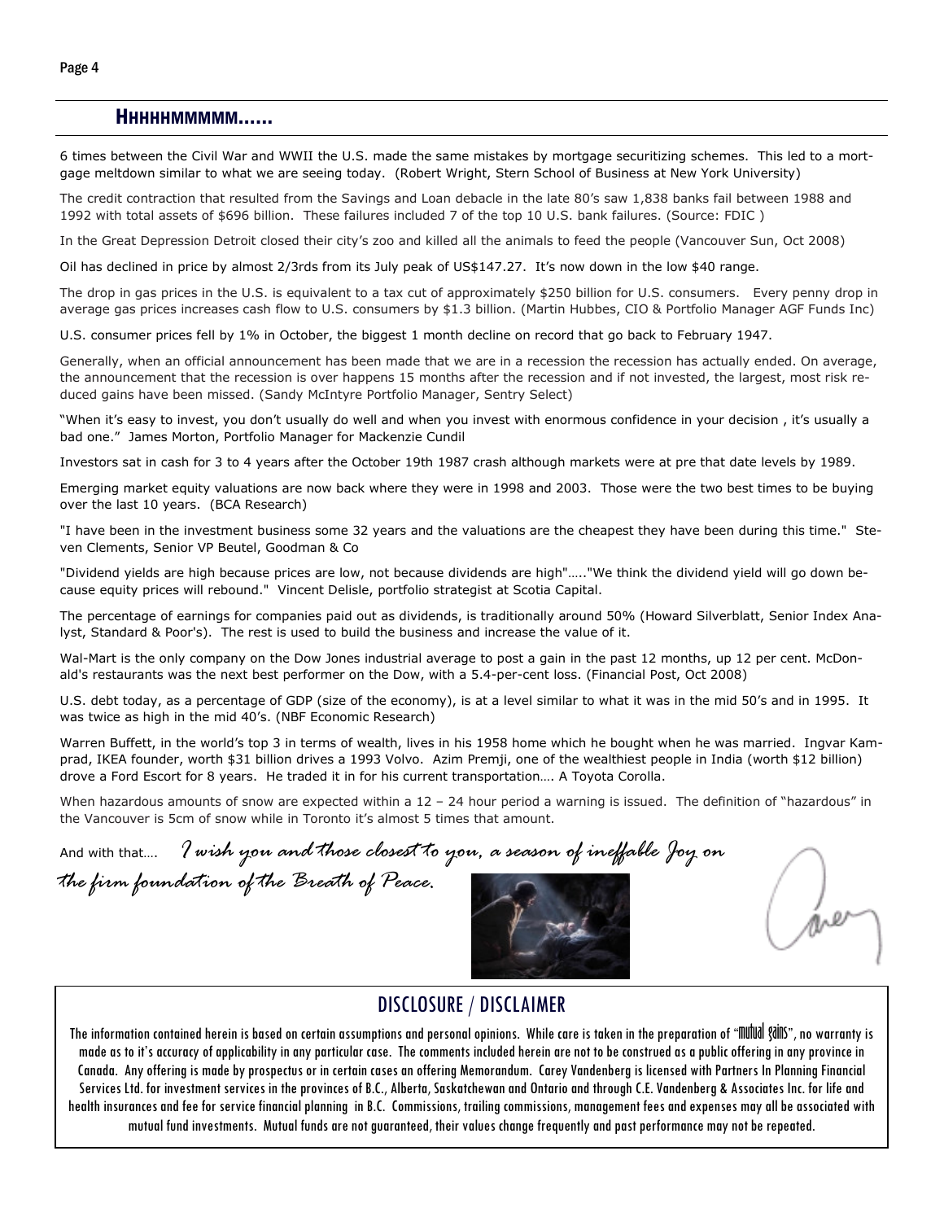## Hhhhhmmmmm......

6 times between the Civil War and WWII the U.S. made the same mistakes by mortgage securitizing schemes. This led to a mortgage meltdown similar to what we are seeing today. (Robert Wright, Stern School of Business at New York University)

The credit contraction that resulted from the Savings and Loan debacle in the late 80's saw 1,838 banks fail between 1988 and 1992 with total assets of $696 billion. These failures included 7 of the top 10 U.S. bank failures. (Source: FDIC )

In the Great Depression Detroit closed their city's zoo and killed all the animals to feed the people (Vancouver Sun, Oct 2008)

Oil has declined in price by almost 2/3rds from its July peak of US$147.27. It's now down in the low $40 range.

The drop in gas prices in the U.S. is equivalent to a tax cut of approximately $250 billion for U.S. consumers. Every penny drop in average gas prices increases cash flow to U.S. consumers by $1.3 billion. (Martin Hubbes, CIO & Portfolio Manager AGF Funds Inc)

U.S. consumer prices fell by 1% in October, the biggest 1 month decline on record that go back to February 1947.

Generally, when an official announcement has been made that we are in a recession the recession has actually ended. On average, the announcement that the recession is over happens 15 months after the recession and if not invested, the largest, most risk reduced gains have been missed. (Sandy McIntyre Portfolio Manager, Sentry Select)

"When it's easy to invest, you don't usually do well and when you invest with enormous confidence in your decision , it's usually a bad one." James Morton, Portfolio Manager for Mackenzie Cundil

Investors sat in cash for 3 to 4 years after the October 19th 1987 crash although markets were at pre that date levels by 1989.

Emerging market equity valuations are now back where they were in 1998 and 2003. Those were the two best times to be buying over the last 10 years. (BCA Research)

"I have been in the investment business some 32 years and the valuations are the cheapest they have been during this time." Steven Clements, Senior VP Beutel, Goodman & Co

"Dividend yields are high because prices are low, not because dividends are high"….."We think the dividend yield will go down because equity prices will rebound." Vincent Delisle, portfolio strategist at Scotia Capital.

The percentage of earnings for companies paid out as dividends, is traditionally around 50% (Howard Silverblatt, Senior Index Analyst, Standard & Poor's). The rest is used to build the business and increase the value of it.

Wal-Mart is the only company on the Dow Jones industrial average to post a gain in the past 12 months, up 12 per cent. McDonald's restaurants was the next best performer on the Dow, with a 5.4-per-cent loss. (Financial Post, Oct 2008)

U.S. debt today, as a percentage of GDP (size of the economy), is at a level similar to what it was in the mid 50's and in 1995. It was twice as high in the mid 40's. (NBF Economic Research)

Warren Buffett, in the world's top 3 in terms of wealth, lives in his 1958 home which he bought when he was married. Ingvar Kamprad, IKEA founder, worth $31 billion drives a 1993 Volvo. Azim Premji, one of the wealthiest people in India (worth $12 billion) drove a Ford Escort for 8 years. He traded it in for his current transportation…. A Toyota Corolla.

When hazardous amounts of snow are expected within a 12 – 24 hour period a warning is issued. The definition of "hazardous" in the Vancouver is 5cm of snow while in Toronto it's almost 5 times that amount.

And with that…. *I wish you and those closest to you, a season of ineffable Joy on the firm foundation of the Breath of Peace.*

Carey

## DISCLOSURE / DISCLAIMER

The information contained herein is based on certain assumptions and personal opinions. While care is taken in the preparation of "mutual gains", no warranty is made as to it's accuracy of applicability in any particular case. The comments included herein are not to be construed as a public offering in any province in Canada. Any offering is made by prospectus or in certain cases an offering Memorandum. Carey Vandenberg is licensed with Partners In Planning Financial Services Ltd. for investment services in the provinces of B.C., Alberta, Saskatchewan and Ontario and through C.E. Vandenberg & Associates Inc. for life and health insurances and fee for service financial planning in B.C. Commissions, trailing commissions, management fees and expenses may all be associated with mutual fund investments. Mutual funds are not guaranteed, their values change frequently and past performance may not be repeated.